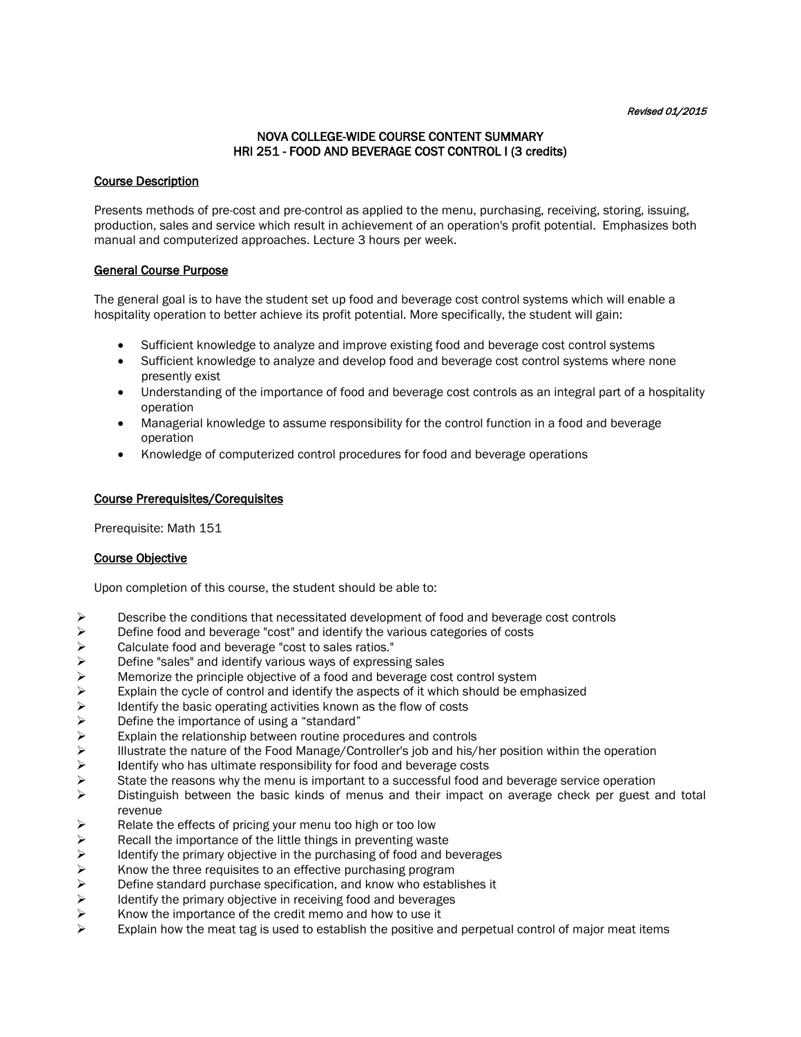*Revised 01/2015*

# NOVA COLLEGE-WIDE COURSE CONTENT SUMMARY
# HRI 251 - FOOD AND BEVERAGE COST CONTROL I (3 credits)

## Course Description

Presents methods of pre-cost and pre-control as applied to the menu, purchasing, receiving, storing, issuing, production, sales and service which result in achievement of an operation's profit potential. Emphasizes both manual and computerized approaches. Lecture 3 hours per week.

## General Course Purpose

The general goal is to have the student set up food and beverage cost control systems which will enable a hospitality operation to better achieve its profit potential. More specifically, the student will gain:

- Sufficient knowledge to analyze and improve existing food and beverage cost control systems
- Sufficient knowledge to analyze and develop food and beverage cost control systems where none presently exist
- Understanding of the importance of food and beverage cost controls as an integral part of a hospitality operation
- Managerial knowledge to assume responsibility for the control function in a food and beverage operation
- Knowledge of computerized control procedures for food and beverage operations

## Course Prerequisites/Corequisites

Prerequisite: Math 151

## Course Objective

Upon completion of this course, the student should be able to:

- Describe the conditions that necessitated development of food and beverage cost controls
- Define food and beverage "cost" and identify the various categories of costs
- Calculate food and beverage "cost to sales ratios."
- Define "sales" and identify various ways of expressing sales
- Memorize the principle objective of a food and beverage cost control system
- Explain the cycle of control and identify the aspects of it which should be emphasized
- Identify the basic operating activities known as the flow of costs
- Define the importance of using a "standard"
- Explain the relationship between routine procedures and controls
- Illustrate the nature of the Food Manage/Controller's job and his/her position within the operation
- Identify who has ultimate responsibility for food and beverage costs
- State the reasons why the menu is important to a successful food and beverage service operation
- Distinguish between the basic kinds of menus and their impact on average check per guest and total revenue
- Relate the effects of pricing your menu too high or too low
- Recall the importance of the little things in preventing waste
- Identify the primary objective in the purchasing of food and beverages
- Know the three requisites to an effective purchasing program
- Define standard purchase specification, and know who establishes it
- Identify the primary objective in receiving food and beverages
- Know the importance of the credit memo and how to use it
- Explain how the meat tag is used to establish the positive and perpetual control of major meat items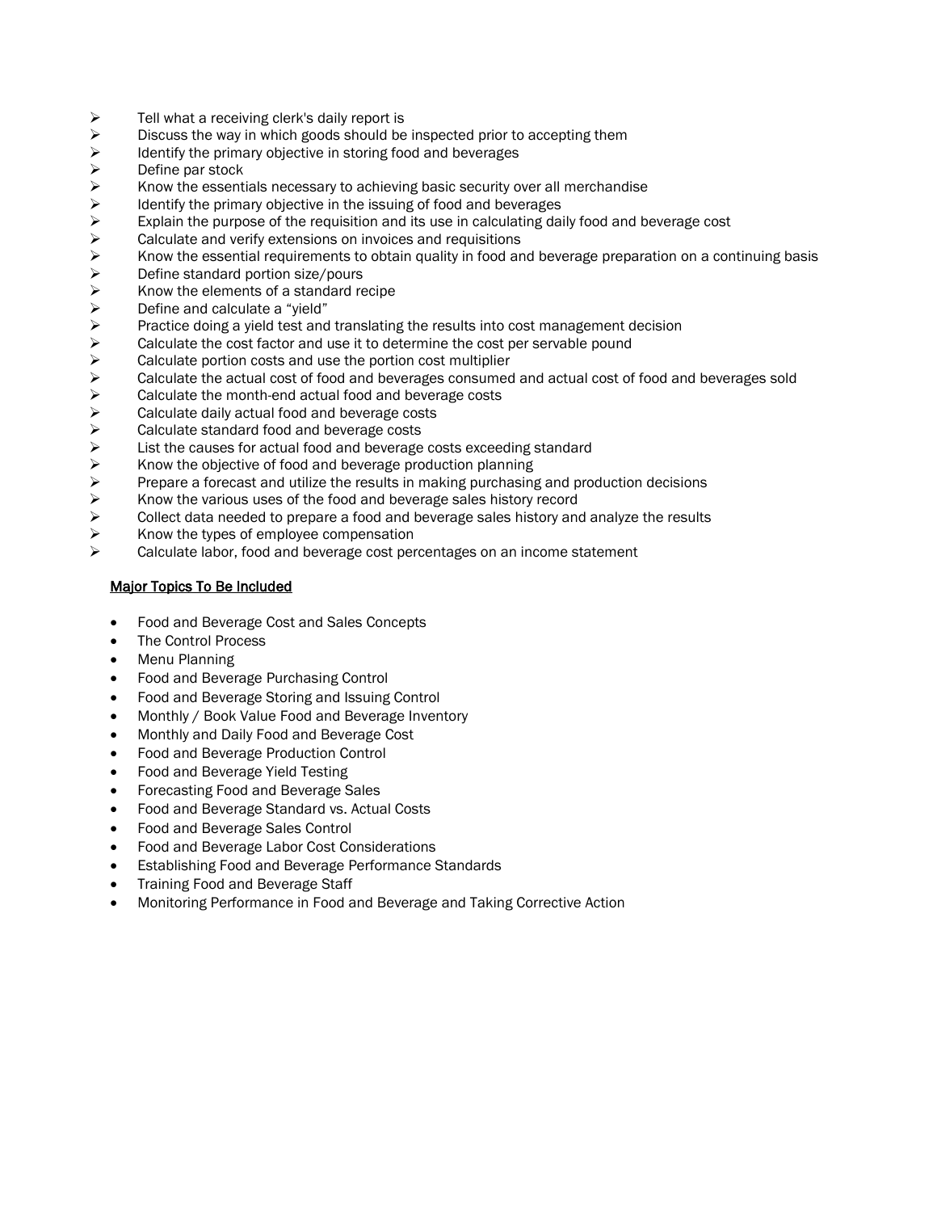- Tell what a receiving clerk's daily report is
- Discuss the way in which goods should be inspected prior to accepting them
- Identify the primary objective in storing food and beverages
- Define par stock
- Know the essentials necessary to achieving basic security over all merchandise
- Identify the primary objective in the issuing of food and beverages
- Explain the purpose of the requisition and its use in calculating daily food and beverage cost
- Calculate and verify extensions on invoices and requisitions
- Know the essential requirements to obtain quality in food and beverage preparation on a continuing basis
- Define standard portion size/pours
- Know the elements of a standard recipe
- Define and calculate a "yield"
- Practice doing a yield test and translating the results into cost management decision
- Calculate the cost factor and use it to determine the cost per servable pound
- Calculate portion costs and use the portion cost multiplier
- Calculate the actual cost of food and beverages consumed and actual cost of food and beverages sold
- Calculate the month-end actual food and beverage costs
- Calculate daily actual food and beverage costs
- Calculate standard food and beverage costs
- List the causes for actual food and beverage costs exceeding standard
- Know the objective of food and beverage production planning
- Prepare a forecast and utilize the results in making purchasing and production decisions
- Know the various uses of the food and beverage sales history record
- Collect data needed to prepare a food and beverage sales history and analyze the results
- Know the types of employee compensation
- Calculate labor, food and beverage cost percentages on an income statement

<u>Major Topics To Be Included</u>

- Food and Beverage Cost and Sales Concepts
- The Control Process
- Menu Planning
- Food and Beverage Purchasing Control
- Food and Beverage Storing and Issuing Control
- Monthly / Book Value Food and Beverage Inventory
- Monthly and Daily Food and Beverage Cost
- Food and Beverage Production Control
- Food and Beverage Yield Testing
- Forecasting Food and Beverage Sales
- Food and Beverage Standard vs. Actual Costs
- Food and Beverage Sales Control
- Food and Beverage Labor Cost Considerations
- Establishing Food and Beverage Performance Standards
- Training Food and Beverage Staff
- Monitoring Performance in Food and Beverage and Taking Corrective Action